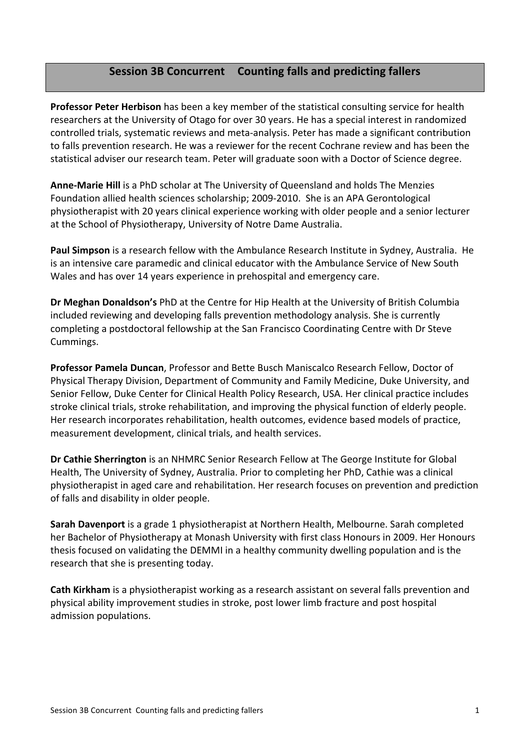## Session 3B Concurrent Counting falls and predicting fallers

**Professor Peter Herbison** has been a key member of the statistical consulting service for health researchers at the University of Otago for over 30 years. He has a special interest in randomized controlled trials, systematic reviews and meta-analysis. Peter has made a significant contribution to falls prevention research. He was a reviewer for the recent Cochrane review and has been the statistical adviser our research team. Peter will graduate soon with a Doctor of Science degree.

**Anne-Marie Hill** is a PhD scholar at The University of Queensland and holds The Menzies Foundation allied health sciences scholarship; 2009-2010. She is an APA Gerontological physiotherapist with 20 years clinical experience working with older people and a senior lecturer at the School of Physiotherapy, University of Notre Dame Australia.

**Paul Simpson** is a research fellow with the Ambulance Research Institute in Sydney, Australia. He is an intensive care paramedic and clinical educator with the Ambulance Service of New South Wales and has over 14 years experience in prehospital and emergency care.

**Dr Meghan Donaldson's** PhD at the Centre for Hip Health at the University of British Columbia included reviewing and developing falls prevention methodology analysis. She is currently completing a postdoctoral fellowship at the San Francisco Coordinating Centre with Dr Steve Cummings.

**Professor Pamela Duncan**, Professor and Bette Busch Maniscalco Research Fellow, Doctor of Physical Therapy Division, Department of Community and Family Medicine, Duke University, and Senior Fellow, Duke Center for Clinical Health Policy Research, USA. Her clinical practice includes stroke clinical trials, stroke rehabilitation, and improving the physical function of elderly people. Her research incorporates rehabilitation, health outcomes, evidence based models of practice, measurement development, clinical trials, and health services.

**Dr Cathie Sherrington** is an NHMRC Senior Research Fellow at The George Institute for Global Health, The University of Sydney, Australia. Prior to completing her PhD, Cathie was a clinical physiotherapist in aged care and rehabilitation. Her research focuses on prevention and prediction of falls and disability in older people.

**Sarah Davenport** is a grade 1 physiotherapist at Northern Health, Melbourne. Sarah completed her Bachelor of Physiotherapy at Monash University with first class Honours in 2009. Her Honours thesis focused on validating the DEMMI in a healthy community dwelling population and is the research that she is presenting today.

**Cath Kirkham** is a physiotherapist working as a research assistant on several falls prevention and physical ability improvement studies in stroke, post lower limb fracture and post hospital admission populations.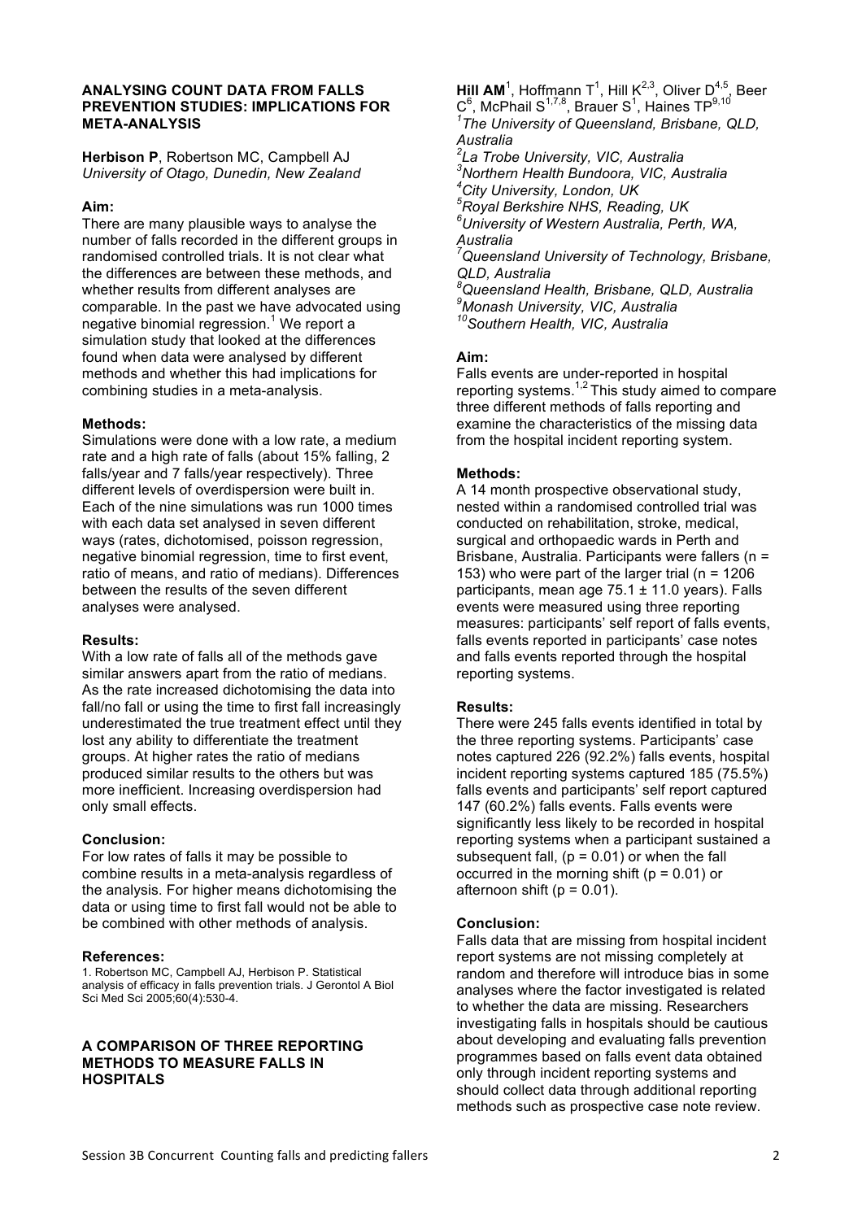## ANALYSING COUNT DATA FROM FALLS PREVENTION STUDIES: IMPLICATIONS FOR META-ANALYSIS

**Herbison P**, Robertson MC, Campbell AJ
*University of Otago, Dunedin, New Zealand*

### Aim:

There are many plausible ways to analyse the number of falls recorded in the different groups in randomised controlled trials. It is not clear what the differences are between these methods, and whether results from different analyses are comparable. In the past we have advocated using negative binomial regression.[1] We report a simulation study that looked at the differences found when data were analysed by different methods and whether this had implications for combining studies in a meta-analysis.

### Methods:

Simulations were done with a low rate, a medium rate and a high rate of falls (about 15% falling, 2 falls/year and 7 falls/year respectively). Three different levels of overdispersion were built in. Each of the nine simulations was run 1000 times with each data set analysed in seven different ways (rates, dichotomised, poisson regression, negative binomial regression, time to first event, ratio of means, and ratio of medians). Differences between the results of the seven different analyses were analysed.

### Results:

With a low rate of falls all of the methods gave similar answers apart from the ratio of medians. As the rate increased dichotomising the data into fall/no fall or using the time to first fall increasingly underestimated the true treatment effect until they lost any ability to differentiate the treatment groups. At higher rates the ratio of medians produced similar results to the others but was more inefficient. Increasing overdispersion had only small effects.

### Conclusion:

For low rates of falls it may be possible to combine results in a meta-analysis regardless of the analysis. For higher means dichotomising the data or using time to first fall would not be able to be combined with other methods of analysis.

### References:

1. Robertson MC, Campbell AJ, Herbison P. Statistical analysis of efficacy in falls prevention trials. J Gerontol A Biol Sci Med Sci 2005;60(4):530-4.

## A COMPARISON OF THREE REPORTING METHODS TO MEASURE FALLS IN HOSPITALS

**Hill AM**[1], Hoffmann T[1], Hill K[2,3], Oliver D[4,5], Beer C[6], McPhail S[1,7,8], Brauer S[1], Haines TP[9,10]

[1]*The University of Queensland, Brisbane, QLD, Australia*
[2]*La Trobe University, VIC, Australia*
[3]*Northern Health Bundoora, VIC, Australia*
[4]*City University, London, UK*
[5]*Royal Berkshire NHS, Reading, UK*
[6]*University of Western Australia, Perth, WA, Australia*
[7]*Queensland University of Technology, Brisbane, QLD, Australia*
[8]*Queensland Health, Brisbane, QLD, Australia*
[9]*Monash University, VIC, Australia*
[10]*Southern Health, VIC, Australia*

### Aim:

Falls events are under-reported in hospital reporting systems.[1,2] This study aimed to compare three different methods of falls reporting and examine the characteristics of the missing data from the hospital incident reporting system.

### Methods:

A 14 month prospective observational study, nested within a randomised controlled trial was conducted on rehabilitation, stroke, medical, surgical and orthopaedic wards in Perth and Brisbane, Australia. Participants were fallers (n = 153) who were part of the larger trial (n = 1206 participants, mean age 75.1 ± 11.0 years). Falls events were measured using three reporting measures: participants' self report of falls events, falls events reported in participants' case notes and falls events reported through the hospital reporting systems.

### Results:

There were 245 falls events identified in total by the three reporting systems. Participants' case notes captured 226 (92.2%) falls events, hospital incident reporting systems captured 185 (75.5%) falls events and participants' self report captured 147 (60.2%) falls events. Falls events were significantly less likely to be recorded in hospital reporting systems when a participant sustained a subsequent fall, ($p = 0.01$) or when the fall occurred in the morning shift ($p = 0.01$) or afternoon shift ($p = 0.01$).

### Conclusion:

Falls data that are missing from hospital incident report systems are not missing completely at random and therefore will introduce bias in some analyses where the factor investigated is related to whether the data are missing. Researchers investigating falls in hospitals should be cautious about developing and evaluating falls prevention programmes based on falls event data obtained only through incident reporting systems and should collect data through additional reporting methods such as prospective case note review.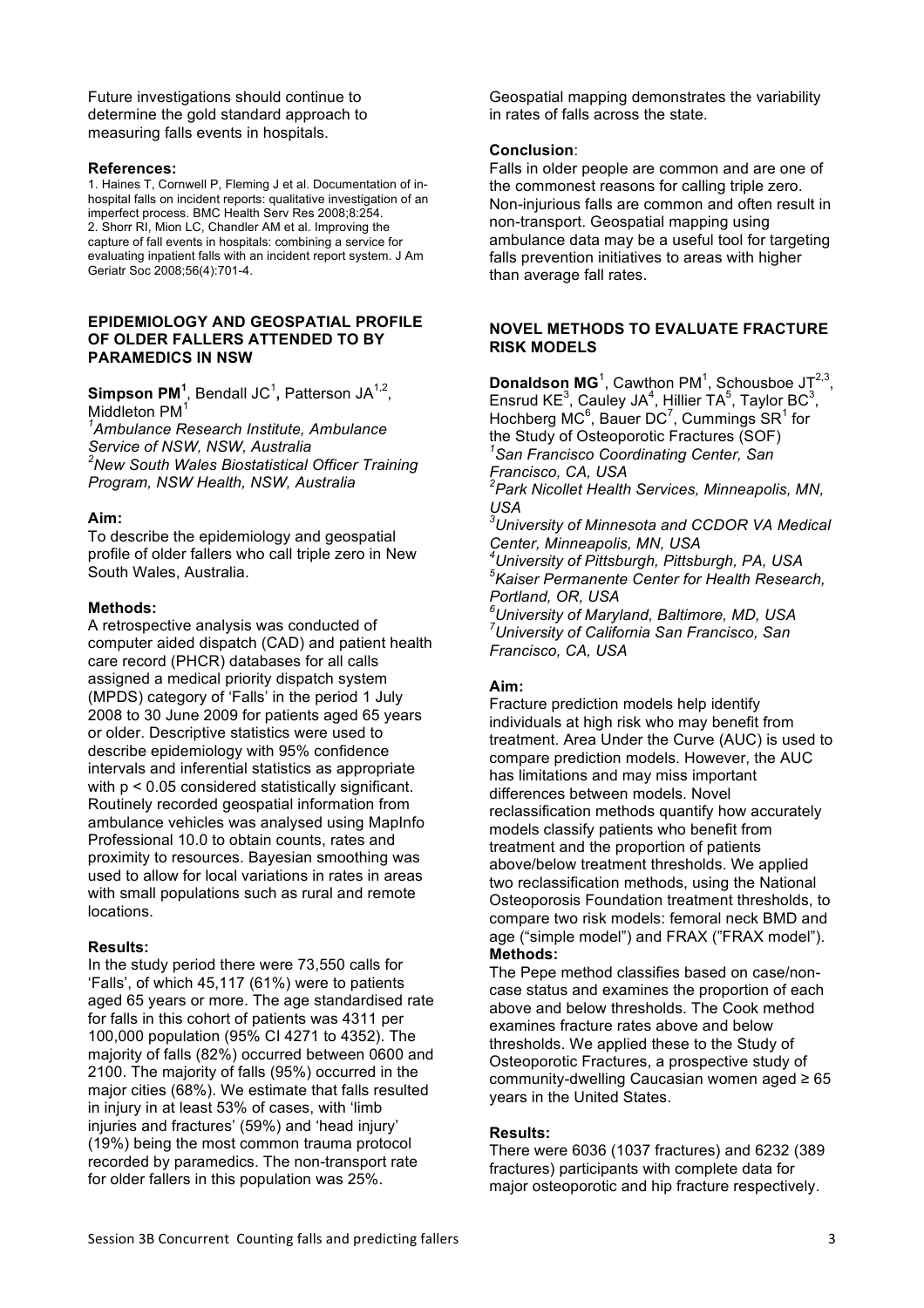Future investigations should continue to determine the gold standard approach to measuring falls events in hospitals.

**References:**

1. Haines T, Cornwell P, Fleming J et al. Documentation of in-hospital falls on incident reports: qualitative investigation of an imperfect process. BMC Health Serv Res 2008;8:254.
2. Shorr RI, Mion LC, Chandler AM et al. Improving the capture of fall events in hospitals: combining a service for evaluating inpatient falls with an incident report system. J Am Geriatr Soc 2008;56(4):701-4.

## EPIDEMIOLOGY AND GEOSPATIAL PROFILE OF OLDER FALLERS ATTENDED TO BY PARAMEDICS IN NSW

**Simpson PM[1]**, Bendall JC[1], Patterson JA[1,2], Middleton PM[1]

*[1]Ambulance Research Institute, Ambulance Service of NSW, NSW, Australia*
*[2]New South Wales Biostatistical Officer Training Program, NSW Health, NSW, Australia*

**Aim:**
To describe the epidemiology and geospatial profile of older fallers who call triple zero in New South Wales, Australia.

**Methods:**
A retrospective analysis was conducted of computer aided dispatch (CAD) and patient health care record (PHCR) databases for all calls assigned a medical priority dispatch system (MPDS) category of 'Falls' in the period 1 July 2008 to 30 June 2009 for patients aged 65 years or older. Descriptive statistics were used to describe epidemiology with 95% confidence intervals and inferential statistics as appropriate with $p < 0.05$ considered statistically significant. Routinely recorded geospatial information from ambulance vehicles was analysed using MapInfo Professional 10.0 to obtain counts, rates and proximity to resources. Bayesian smoothing was used to allow for local variations in rates in areas with small populations such as rural and remote locations.

**Results:**
In the study period there were 73,550 calls for 'Falls', of which 45,117 (61%) were to patients aged 65 years or more. The age standardised rate for falls in this cohort of patients was 4311 per 100,000 population (95% CI 4271 to 4352). The majority of falls (82%) occurred between 0600 and 2100. The majority of falls (95%) occurred in the major cities (68%). We estimate that falls resulted in injury in at least 53% of cases, with 'limb injuries and fractures' (59%) and 'head injury' (19%) being the most common trauma protocol recorded by paramedics. The non-transport rate for older fallers in this population was 25%.

Geospatial mapping demonstrates the variability in rates of falls across the state.

**Conclusion**:
Falls in older people are common and are one of the commonest reasons for calling triple zero. Non-injurious falls are common and often result in non-transport. Geospatial mapping using ambulance data may be a useful tool for targeting falls prevention initiatives to areas with higher than average fall rates.

## NOVEL METHODS TO EVALUATE FRACTURE RISK MODELS

**Donaldson MG**[1], Cawthon PM[1], Schousboe JT[2,3], Ensrud KE[3], Cauley JA[4], Hillier TA[5], Taylor BC[3], Hochberg MC[6], Bauer DC[7], Cummings SR[1] for the Study of Osteoporotic Fractures (SOF)

*[1]San Francisco Coordinating Center, San Francisco, CA, USA*
*[2]Park Nicollet Health Services, Minneapolis, MN, USA*
*[3]University of Minnesota and CCDOR VA Medical Center, Minneapolis, MN, USA*
*[4]University of Pittsburgh, Pittsburgh, PA, USA*
*[5]Kaiser Permanente Center for Health Research, Portland, OR, USA*
*[6]University of Maryland, Baltimore, MD, USA*
*[7]University of California San Francisco, San Francisco, CA, USA*

**Aim:**
Fracture prediction models help identify individuals at high risk who may benefit from treatment. Area Under the Curve (AUC) is used to compare prediction models. However, the AUC has limitations and may miss important differences between models. Novel reclassification methods quantify how accurately models classify patients who benefit from treatment and the proportion of patients above/below treatment thresholds. We applied two reclassification methods, using the National Osteoporosis Foundation treatment thresholds, to compare two risk models: femoral neck BMD and age ("simple model") and FRAX ("FRAX model").

**Methods:**
The Pepe method classifies based on case/non-case status and examines the proportion of each above and below thresholds. The Cook method examines fracture rates above and below thresholds. We applied these to the Study of Osteoporotic Fractures, a prospective study of community-dwelling Caucasian women aged ≥ 65 years in the United States.

**Results:**
There were 6036 (1037 fractures) and 6232 (389 fractures) participants with complete data for major osteoporotic and hip fracture respectively.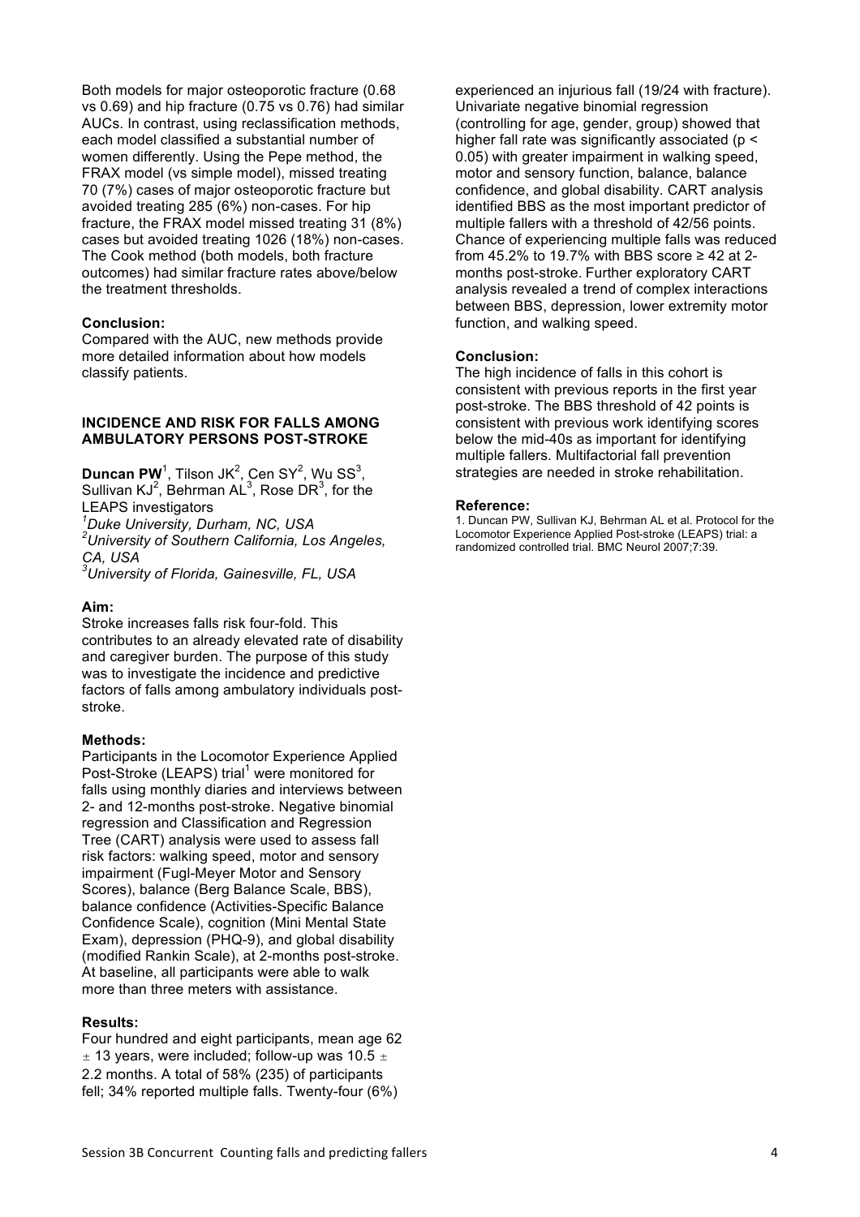Both models for major osteoporotic fracture (0.68 vs 0.69) and hip fracture (0.75 vs 0.76) had similar AUCs. In contrast, using reclassification methods, each model classified a substantial number of women differently. Using the Pepe method, the FRAX model (vs simple model), missed treating 70 (7%) cases of major osteoporotic fracture but avoided treating 285 (6%) non-cases. For hip fracture, the FRAX model missed treating 31 (8%) cases but avoided treating 1026 (18%) non-cases. The Cook method (both models, both fracture outcomes) had similar fracture rates above/below the treatment thresholds.

**Conclusion:**

Compared with the AUC, new methods provide more detailed information about how models classify patients.

## INCIDENCE AND RISK FOR FALLS AMONG AMBULATORY PERSONS POST-STROKE

**Duncan PW**[1], Tilson JK[2], Cen SY[2], Wu SS[3], Sullivan KJ[2], Behrman AL[3], Rose DR[3], for the LEAPS investigators

*[1]Duke University, Durham, NC, USA*
*[2]University of Southern California, Los Angeles, CA, USA*
*[3]University of Florida, Gainesville, FL, USA*

**Aim:**

Stroke increases falls risk four-fold. This contributes to an already elevated rate of disability and caregiver burden. The purpose of this study was to investigate the incidence and predictive factors of falls among ambulatory individuals post-stroke.

**Methods:**

Participants in the Locomotor Experience Applied Post-Stroke (LEAPS) trial[1] were monitored for falls using monthly diaries and interviews between 2- and 12-months post-stroke. Negative binomial regression and Classification and Regression Tree (CART) analysis were used to assess fall risk factors: walking speed, motor and sensory impairment (Fugl-Meyer Motor and Sensory Scores), balance (Berg Balance Scale, BBS), balance confidence (Activities-Specific Balance Confidence Scale), cognition (Mini Mental State Exam), depression (PHQ-9), and global disability (modified Rankin Scale), at 2-months post-stroke. At baseline, all participants were able to walk more than three meters with assistance.

**Results:**

Four hundred and eight participants, mean age 62 $\pm$ 13 years, were included; follow-up was 10.5 $\pm$ 2.2 months. A total of 58% (235) of participants fell; 34% reported multiple falls. Twenty-four (6%) experienced an injurious fall (19/24 with fracture). Univariate negative binomial regression (controlling for age, gender, group) showed that higher fall rate was significantly associated ($p < 0.05$) with greater impairment in walking speed, motor and sensory function, balance, balance confidence, and global disability. CART analysis identified BBS as the most important predictor of multiple fallers with a threshold of 42/56 points. Chance of experiencing multiple falls was reduced from 45.2% to 19.7% with BBS score ≥ 42 at 2-months post-stroke. Further exploratory CART analysis revealed a trend of complex interactions between BBS, depression, lower extremity motor function, and walking speed.

**Conclusion:**

The high incidence of falls in this cohort is consistent with previous reports in the first year post-stroke. The BBS threshold of 42 points is consistent with previous work identifying scores below the mid-40s as important for identifying multiple fallers. Multifactorial fall prevention strategies are needed in stroke rehabilitation.

**Reference:**

1. Duncan PW, Sullivan KJ, Behrman AL et al. Protocol for the Locomotor Experience Applied Post-stroke (LEAPS) trial: a randomized controlled trial. BMC Neurol 2007;7:39.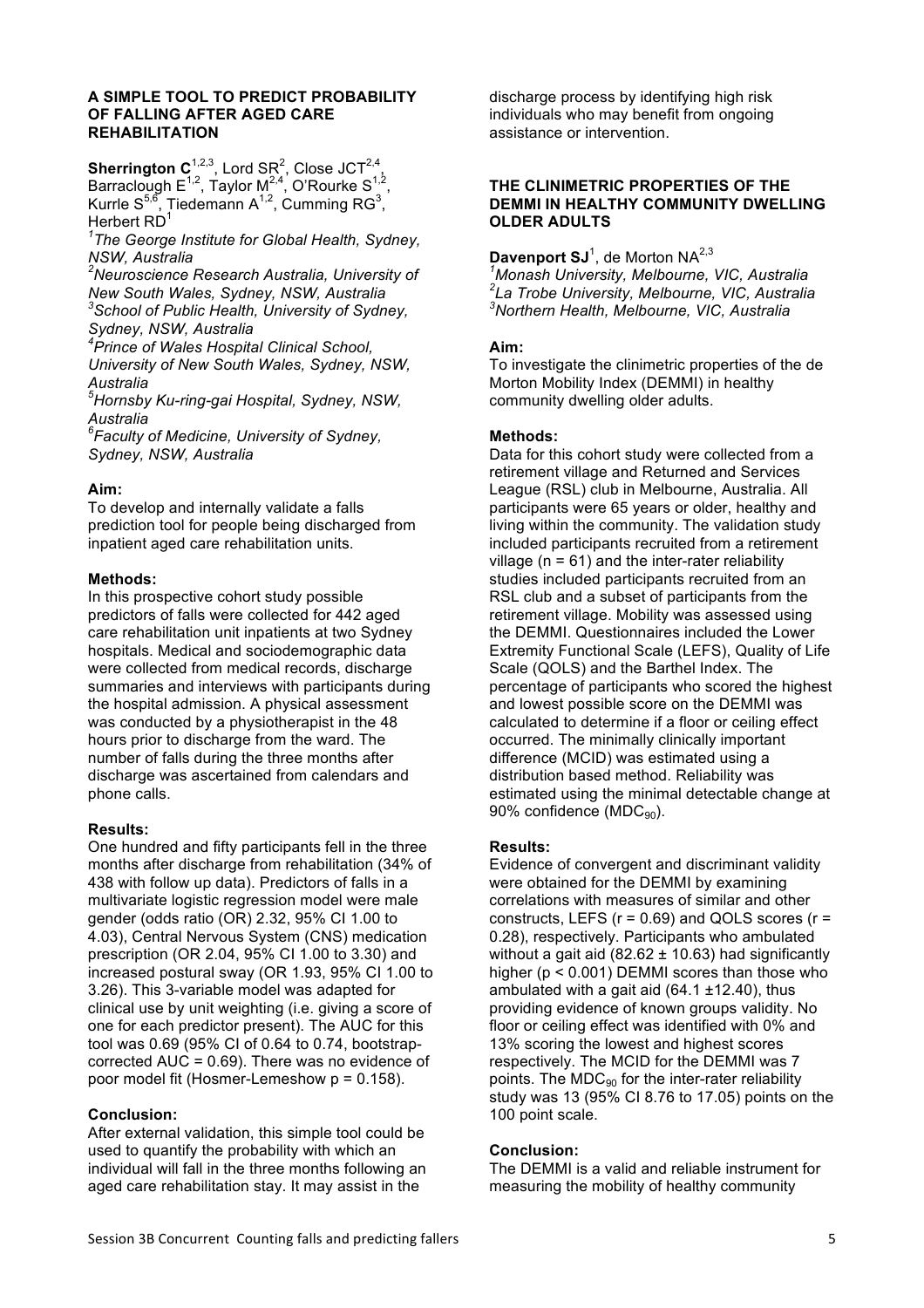## A SIMPLE TOOL TO PREDICT PROBABILITY OF FALLING AFTER AGED CARE REHABILITATION

**Sherrington C**[1,2,3], Lord SR[2], Close JCT[2,4], Barraclough E[1,2], Taylor M[2,4], O'Rourke S[1,2], Kurrle S[5,6], Tiedemann A[1,2], Cumming RG[3], Herbert RD[1]

*[1]The George Institute for Global Health, Sydney, NSW, Australia*
*[2]Neuroscience Research Australia, University of New South Wales, Sydney, NSW, Australia*
*[3]School of Public Health, University of Sydney, Sydney, NSW, Australia*
*[4]Prince of Wales Hospital Clinical School, University of New South Wales, Sydney, NSW, Australia*
*[5]Hornsby Ku-ring-gai Hospital, Sydney, NSW, Australia*
*[6]Faculty of Medicine, University of Sydney, Sydney, NSW, Australia*

### Aim:

To develop and internally validate a falls prediction tool for people being discharged from inpatient aged care rehabilitation units.

### Methods:

In this prospective cohort study possible predictors of falls were collected for 442 aged care rehabilitation unit inpatients at two Sydney hospitals. Medical and sociodemographic data were collected from medical records, discharge summaries and interviews with participants during the hospital admission. A physical assessment was conducted by a physiotherapist in the 48 hours prior to discharge from the ward. The number of falls during the three months after discharge was ascertained from calendars and phone calls.

### Results:

One hundred and fifty participants fell in the three months after discharge from rehabilitation (34% of 438 with follow up data). Predictors of falls in a multivariate logistic regression model were male gender (odds ratio (OR) 2.32, 95% CI 1.00 to 4.03), Central Nervous System (CNS) medication prescription (OR 2.04, 95% CI 1.00 to 3.30) and increased postural sway (OR 1.93, 95% CI 1.00 to 3.26). This 3-variable model was adapted for clinical use by unit weighting (i.e. giving a score of one for each predictor present). The AUC for this tool was 0.69 (95% CI of 0.64 to 0.74, bootstrap-corrected AUC = 0.69). There was no evidence of poor model fit (Hosmer-Lemeshow $p = 0.158$).

### Conclusion:

After external validation, this simple tool could be used to quantify the probability with which an individual will fall in the three months following an aged care rehabilitation stay. It may assist in the discharge process by identifying high risk individuals who may benefit from ongoing assistance or intervention.

## THE CLINIMETRIC PROPERTIES OF THE DEMMI IN HEALTHY COMMUNITY DWELLING OLDER ADULTS

**Davenport SJ**[1], de Morton NA[2,3]

*[1]Monash University, Melbourne, VIC, Australia*
*[2]La Trobe University, Melbourne, VIC, Australia*
*[3]Northern Health, Melbourne, VIC, Australia*

### Aim:

To investigate the clinimetric properties of the de Morton Mobility Index (DEMMI) in healthy community dwelling older adults.

### Methods:

Data for this cohort study were collected from a retirement village and Returned and Services League (RSL) club in Melbourne, Australia. All participants were 65 years or older, healthy and living within the community. The validation study included participants recruited from a retirement village ($n = 61$) and the inter-rater reliability studies included participants recruited from an RSL club and a subset of participants from the retirement village. Mobility was assessed using the DEMMI. Questionnaires included the Lower Extremity Functional Scale (LEFS), Quality of Life Scale (QOLS) and the Barthel Index. The percentage of participants who scored the highest and lowest possible score on the DEMMI was calculated to determine if a floor or ceiling effect occurred. The minimally clinically important difference (MCID) was estimated using a distribution based method. Reliability was estimated using the minimal detectable change at 90% confidence ($MDC_{90}$).

### Results:

Evidence of convergent and discriminant validity were obtained for the DEMMI by examining correlations with measures of similar and other constructs, LEFS ($r = 0.69$) and QOLS scores ($r = 0.28$), respectively. Participants who ambulated without a gait aid ($82.62 \pm 10.63$) had significantly higher ($p < 0.001$) DEMMI scores than those who ambulated with a gait aid ($64.1 \pm 12.40$), thus providing evidence of known groups validity. No floor or ceiling effect was identified with 0% and 13% scoring the lowest and highest scores respectively. The MCID for the DEMMI was 7 points. The $MDC_{90}$ for the inter-rater reliability study was 13 (95% CI 8.76 to 17.05) points on the 100 point scale.

### Conclusion:

The DEMMI is a valid and reliable instrument for measuring the mobility of healthy community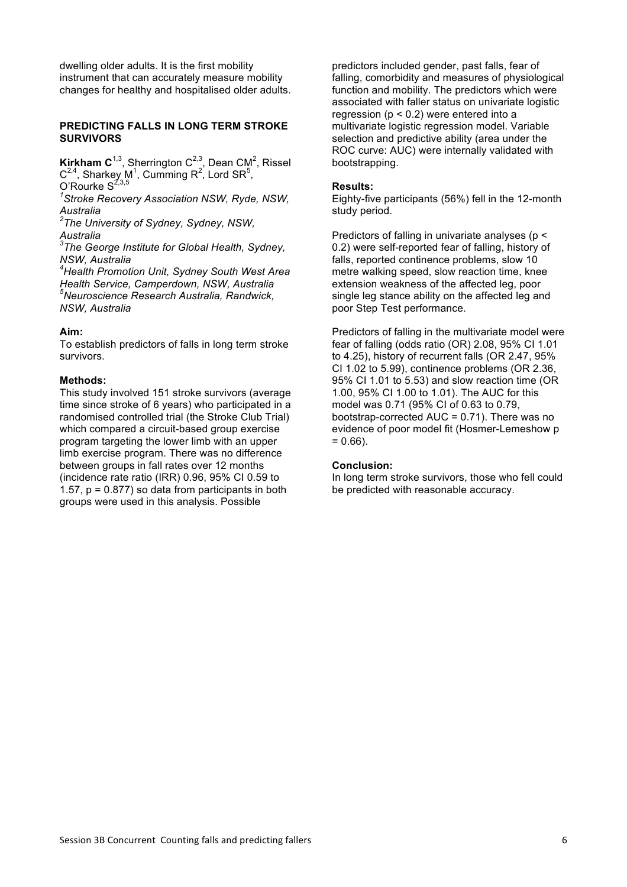dwelling older adults. It is the first mobility instrument that can accurately measure mobility changes for healthy and hospitalised older adults.

## PREDICTING FALLS IN LONG TERM STROKE SURVIVORS

**Kirkham C**[1,3], Sherrington C[2,3], Dean CM[2], Rissel C[2,4], Sharkey M[1], Cumming R[2], Lord SR[5], O'Rourke S[2,3,5]

*[1]Stroke Recovery Association NSW, Ryde, NSW, Australia*
*[2]The University of Sydney, Sydney, NSW, Australia*
*[3]The George Institute for Global Health, Sydney, NSW, Australia*
*[4]Health Promotion Unit, Sydney South West Area Health Service, Camperdown, NSW, Australia*
*[5]Neuroscience Research Australia, Randwick, NSW, Australia*

### Aim:

To establish predictors of falls in long term stroke survivors.

### Methods:

This study involved 151 stroke survivors (average time since stroke of 6 years) who participated in a randomised controlled trial (the Stroke Club Trial) which compared a circuit-based group exercise program targeting the lower limb with an upper limb exercise program. There was no difference between groups in fall rates over 12 months (incidence rate ratio (IRR) 0.96, 95% CI 0.59 to 1.57, $p = 0.877$) so data from participants in both groups were used in this analysis. Possible predictors included gender, past falls, fear of falling, comorbidity and measures of physiological function and mobility. The predictors which were associated with faller status on univariate logistic regression ($p < 0.2$) were entered into a multivariate logistic regression model. Variable selection and predictive ability (area under the ROC curve: AUC) were internally validated with bootstrapping.

### Results:

Eighty-five participants (56%) fell in the 12-month study period.

Predictors of falling in univariate analyses ($p < 0.2$) were self-reported fear of falling, history of falls, reported continence problems, slow 10 metre walking speed, slow reaction time, knee extension weakness of the affected leg, poor single leg stance ability on the affected leg and poor Step Test performance.

Predictors of falling in the multivariate model were fear of falling (odds ratio (OR) 2.08, 95% CI 1.01 to 4.25), history of recurrent falls (OR 2.47, 95% CI 1.02 to 5.99), continence problems (OR 2.36, 95% CI 1.01 to 5.53) and slow reaction time (OR 1.00, 95% CI 1.00 to 1.01). The AUC for this model was 0.71 (95% CI of 0.63 to 0.79, bootstrap-corrected AUC = 0.71). There was no evidence of poor model fit (Hosmer-Lemeshow $p = 0.66$).

### Conclusion:

In long term stroke survivors, those who fell could be predicted with reasonable accuracy.